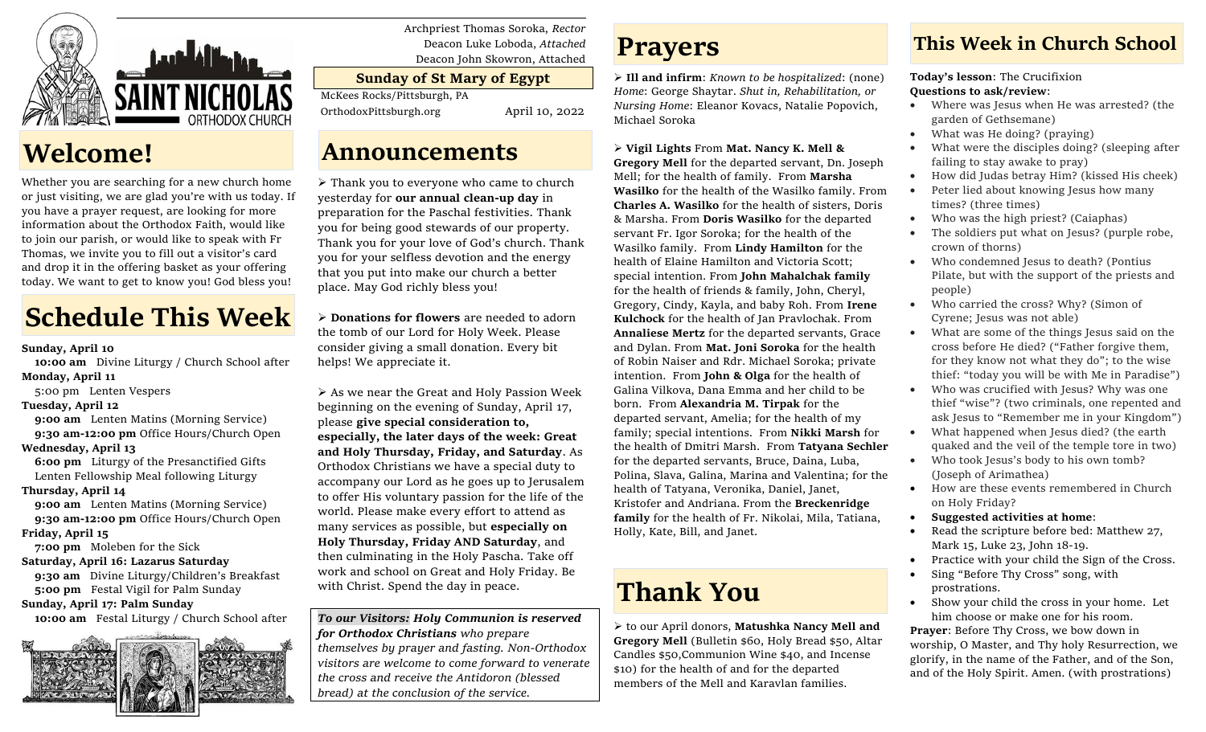Archpriest Thomas Soroka, *Rector*
Deacon Luke Loboda, *Attached*
Deacon John Skowron, Attached

**Sunday of St Mary of Egypt**

McKees Rocks/Pittsburgh, PA
OrthodoxPittsburgh.org April 10, 2022

# Welcome!

Whether you are searching for a new church home or just visiting, we are glad you're with us today. If you have a prayer request, are looking for more information about the Orthodox Faith, would like to join our parish, or would like to speak with Fr Thomas, we invite you to fill out a visitor's card and drop it in the offering basket as your offering today. We want to get to know you! God bless you!

# Schedule This Week

**Sunday, April 10**
**10:00 am** Divine Liturgy / Church School after

**Monday, April 11**
5:00 pm Lenten Vespers

**Tuesday, April 12**
**9:00 am** Lenten Matins (Morning Service)
**9:30 am-12:00 pm** Office Hours/Church Open

**Wednesday, April 13**
**6:00 pm** Liturgy of the Presanctified Gifts
Lenten Fellowship Meal following Liturgy

**Thursday, April 14**
**9:00 am** Lenten Matins (Morning Service)
**9:30 am-12:00 pm** Office Hours/Church Open

**Friday, April 15**
**7:00 pm** Moleben for the Sick

**Saturday, April 16: Lazarus Saturday**
**9:30 am** Divine Liturgy/Children's Breakfast
**5:00 pm** Festal Vigil for Palm Sunday

**Sunday, April 17: Palm Sunday**
**10:00 am** Festal Liturgy / Church School after

# Announcements

➢ Thank you to everyone who came to church yesterday for **our annual clean-up day** in preparation for the Paschal festivities. Thank you for being good stewards of our property. Thank you for your love of God's church. Thank you for your selfless devotion and the energy that you put into make our church a better place. May God richly bless you!

➢ **Donations for flowers** are needed to adorn the tomb of our Lord for Holy Week. Please consider giving a small donation. Every bit helps! We appreciate it.

➢ As we near the Great and Holy Passion Week beginning on the evening of Sunday, April 17, please **give special consideration to, especially, the later days of the week: Great and Holy Thursday, Friday, and Saturday**. As Orthodox Christians we have a special duty to accompany our Lord as he goes up to Jerusalem to offer His voluntary passion for the life of the world. Please make every effort to attend as many services as possible, but **especially on Holy Thursday, Friday AND Saturday**, and then culminating in the Holy Pascha. Take off work and school on Great and Holy Friday. Be with Christ. Spend the day in peace.

***To our Visitors:* *Holy Communion is reserved for Orthodox Christians*** *who prepare themselves by prayer and fasting. Non-Orthodox visitors are welcome to come forward to venerate the cross and receive the Antidoron (blessed bread) at the conclusion of the service.*

# Prayers

➢ **Ill and infirm**: *Known to be hospitalized*: (none) *Home*: George Shaytar. *Shut in, Rehabilitation, or Nursing Home*: Eleanor Kovacs, Natalie Popovich, Michael Soroka

➢ **Vigil Lights** From **Mat. Nancy K. Mell & Gregory Mell** for the departed servant, Dn. Joseph Mell; for the health of family. From **Marsha Wasilko** for the health of the Wasilko family. From **Charles A. Wasilko** for the health of sisters, Doris & Marsha. From **Doris Wasilko** for the departed servant Fr. Igor Soroka; for the health of the Wasilko family. From **Lindy Hamilton** for the health of Elaine Hamilton and Victoria Scott; special intention. From **John Mahalchak family** for the health of friends & family, John, Cheryl, Gregory, Cindy, Kayla, and baby Roh. From **Irene Kulchock** for the health of Jan Pravlochak. From **Annaliese Mertz** for the departed servants, Grace and Dylan. From **Mat. Joni Soroka** for the health of Robin Naiser and Rdr. Michael Soroka; private intention. From **John & Olga** for the health of Galina Vilkova, Dana Emma and her child to be born. From **Alexandria M. Tirpak** for the departed servant, Amelia; for the health of my family; special intentions. From **Nikki Marsh** for the health of Dmitri Marsh. From **Tatyana Sechler** for the departed servants, Bruce, Daina, Luba, Polina, Slava, Galina, Marina and Valentina; for the health of Tatyana, Veronika, Daniel, Janet, Kristofer and Andriana. From the **Breckenridge family** for the health of Fr. Nikolai, Mila, Tatiana, Holly, Kate, Bill, and Janet.

# Thank You

➢ to our April donors, **Matushka Nancy Mell and Gregory Mell** (Bulletin $60, Holy Bread $50, Altar Candles $50,Communion Wine $40, and Incense $10) for the health of and for the departed members of the Mell and Karavlan families.

# This Week in Church School

**Today's lesson**: The Crucifixion
**Questions to ask/review**:

- Where was Jesus when He was arrested? (the garden of Gethsemane)
- What was He doing? (praying)
- What were the disciples doing? (sleeping after failing to stay awake to pray)
- How did Judas betray Him? (kissed His cheek)
- Peter lied about knowing Jesus how many times? (three times)
- Who was the high priest? (Caiaphas)
- The soldiers put what on Jesus? (purple robe, crown of thorns)
- Who condemned Jesus to death? (Pontius Pilate, but with the support of the priests and people)
- Who carried the cross? Why? (Simon of Cyrene; Jesus was not able)
- What are some of the things Jesus said on the cross before He died? ("Father forgive them, for they know not what they do"; to the wise thief: "today you will be with Me in Paradise")
- Who was crucified with Jesus? Why was one thief "wise"? (two criminals, one repented and ask Jesus to "Remember me in your Kingdom")
- What happened when Jesus died? (the earth quaked and the veil of the temple tore in two)
- Who took Jesus's body to his own tomb? (Joseph of Arimathea)
- How are these events remembered in Church on Holy Friday?
- **Suggested activities at home**:
- Read the scripture before bed: Matthew 27, Mark 15, Luke 23, John 18-19.
- Practice with your child the Sign of the Cross.
- Sing "Before Thy Cross" song, with prostrations.
- Show your child the cross in your home. Let him choose or make one for his room.

**Prayer**: Before Thy Cross, we bow down in worship, O Master, and Thy holy Resurrection, we glorify, in the name of the Father, and of the Son, and of the Holy Spirit. Amen. (with prostrations)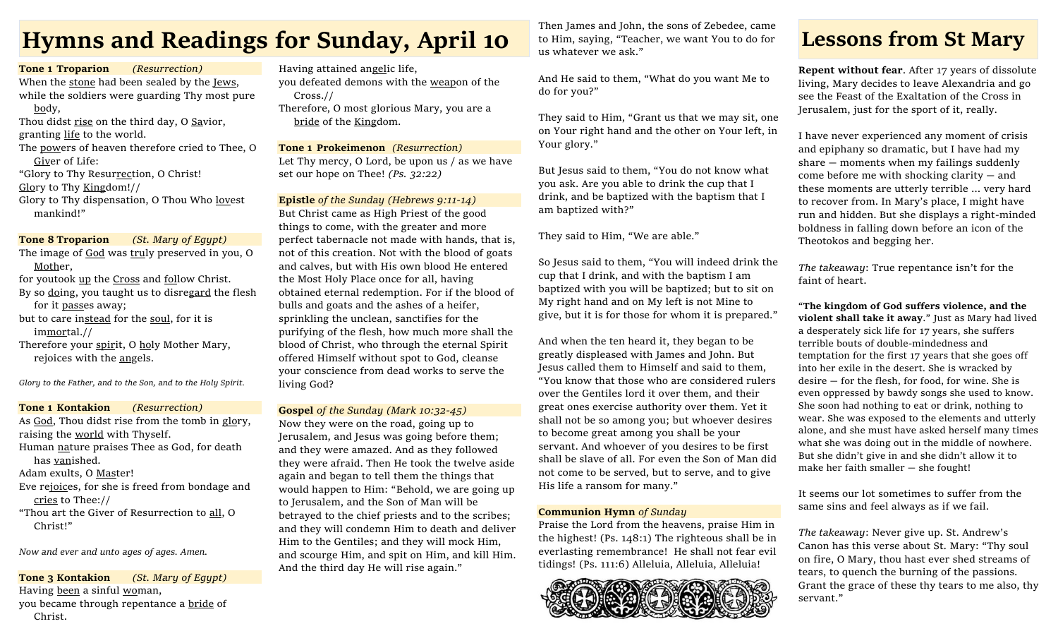# Hymns and Readings for Sunday, April 10

**Tone 1 Troparion** *(Resurrection)*

When the stone had been sealed by the Jews,
while the soldiers were guarding Thy most pure body,
Thou didst rise on the third day, O Savior,
granting life to the world.
The powers of heaven therefore cried to Thee, O Giver of Life:
"Glory to Thy Resurrection, O Christ!
Glory to Thy Kingdom!//
Glory to Thy dispensation, O Thou Who lovest mankind!"

**Tone 8 Troparion** *(St. Mary of Egypt)*

The image of God was truly preserved in you, O Mother,
for youtook up the Cross and follow Christ.
By so doing, you taught us to disregard the flesh for it passes away;
but to care instead for the soul, for it is immortal.//
Therefore your spirit, O holy Mother Mary, rejoices with the angels.

*Glory to the Father, and to the Son, and to the Holy Spirit.*

**Tone 1 Kontakion** *(Resurrection)*

As God, Thou didst rise from the tomb in glory,
raising the world with Thyself.
Human nature praises Thee as God, for death has vanished.
Adam exults, O Master!
Eve rejoices, for she is freed from bondage and cries to Thee://
"Thou art the Giver of Resurrection to all, O Christ!"

*Now and ever and unto ages of ages. Amen.*

**Tone 3 Kontakion** *(St. Mary of Egypt)*

Having been a sinful woman,
you became through repentance a bride of Christ.
Having attained angelic life,
you defeated demons with the weapon of the Cross.//
Therefore, O most glorious Mary, you are a bride of the Kingdom.

**Tone 1 Prokeimenon** *(Resurrection)*

Let Thy mercy, O Lord, be upon us / as we have set our hope on Thee! *(Ps. 32:22)*

**Epistle** *of the Sunday (Hebrews 9:11-14)*

But Christ came as High Priest of the good things to come, with the greater and more perfect tabernacle not made with hands, that is, not of this creation. Not with the blood of goats and calves, but with His own blood He entered the Most Holy Place once for all, having obtained eternal redemption. For if the blood of bulls and goats and the ashes of a heifer, sprinkling the unclean, sanctifies for the purifying of the flesh, how much more shall the blood of Christ, who through the eternal Spirit offered Himself without spot to God, cleanse your conscience from dead works to serve the living God?

**Gospel** *of the Sunday (Mark 10:32-45)*

Now they were on the road, going up to Jerusalem, and Jesus was going before them; and they were amazed. And as they followed they were afraid. Then He took the twelve aside again and began to tell them the things that would happen to Him: "Behold, we are going up to Jerusalem, and the Son of Man will be betrayed to the chief priests and to the scribes; and they will condemn Him to death and deliver Him to the Gentiles; and they will mock Him, and scourge Him, and spit on Him, and kill Him. And the third day He will rise again."

Then James and John, the sons of Zebedee, came to Him, saying, "Teacher, we want You to do for us whatever we ask."

And He said to them, "What do you want Me to do for you?"

They said to Him, "Grant us that we may sit, one on Your right hand and the other on Your left, in Your glory."

But Jesus said to them, "You do not know what you ask. Are you able to drink the cup that I drink, and be baptized with the baptism that I am baptized with?"

They said to Him, "We are able."

So Jesus said to them, "You will indeed drink the cup that I drink, and with the baptism I am baptized with you will be baptized; but to sit on My right hand and on My left is not Mine to give, but it is for those for whom it is prepared."

And when the ten heard it, they began to be greatly displeased with James and John. But Jesus called them to Himself and said to them, "You know that those who are considered rulers over the Gentiles lord it over them, and their great ones exercise authority over them. Yet it shall not be so among you; but whoever desires to become great among you shall be your servant. And whoever of you desires to be first shall be slave of all. For even the Son of Man did not come to be served, but to serve, and to give His life a ransom for many."

**Communion Hymn** *of Sunday*

Praise the Lord from the heavens, praise Him in the highest! (Ps. 148:1) The righteous shall be in everlasting remembrance! He shall not fear evil tidings! (Ps. 111:6) Alleluia, Alleluia, Alleluia!

# Lessons from St Mary

**Repent without fear**. After 17 years of dissolute living, Mary decides to leave Alexandria and go see the Feast of the Exaltation of the Cross in Jerusalem, just for the sport of it, really.

I have never experienced any moment of crisis and epiphany so dramatic, but I have had my share — moments when my failings suddenly come before me with shocking clarity — and these moments are utterly terrible ... very hard to recover from. In Mary's place, I might have run and hidden. But she displays a right-minded boldness in falling down before an icon of the Theotokos and begging her.

*The takeaway*: True repentance isn't for the faint of heart.

"**The kingdom of God suffers violence, and the violent shall take it away**." Just as Mary had lived a desperately sick life for 17 years, she suffers terrible bouts of double-mindedness and temptation for the first 17 years that she goes off into her exile in the desert. She is wracked by desire — for the flesh, for food, for wine. She is even oppressed by bawdy songs she used to know. She soon had nothing to eat or drink, nothing to wear. She was exposed to the elements and utterly alone, and she must have asked herself many times what she was doing out in the middle of nowhere. But she didn't give in and she didn't allow it to make her faith smaller — she fought!

It seems our lot sometimes to suffer from the same sins and feel always as if we fail.

*The takeaway*: Never give up. St. Andrew's Canon has this verse about St. Mary: "Thy soul on fire, O Mary, thou hast ever shed streams of tears, to quench the burning of the passions. Grant the grace of these thy tears to me also, thy servant."